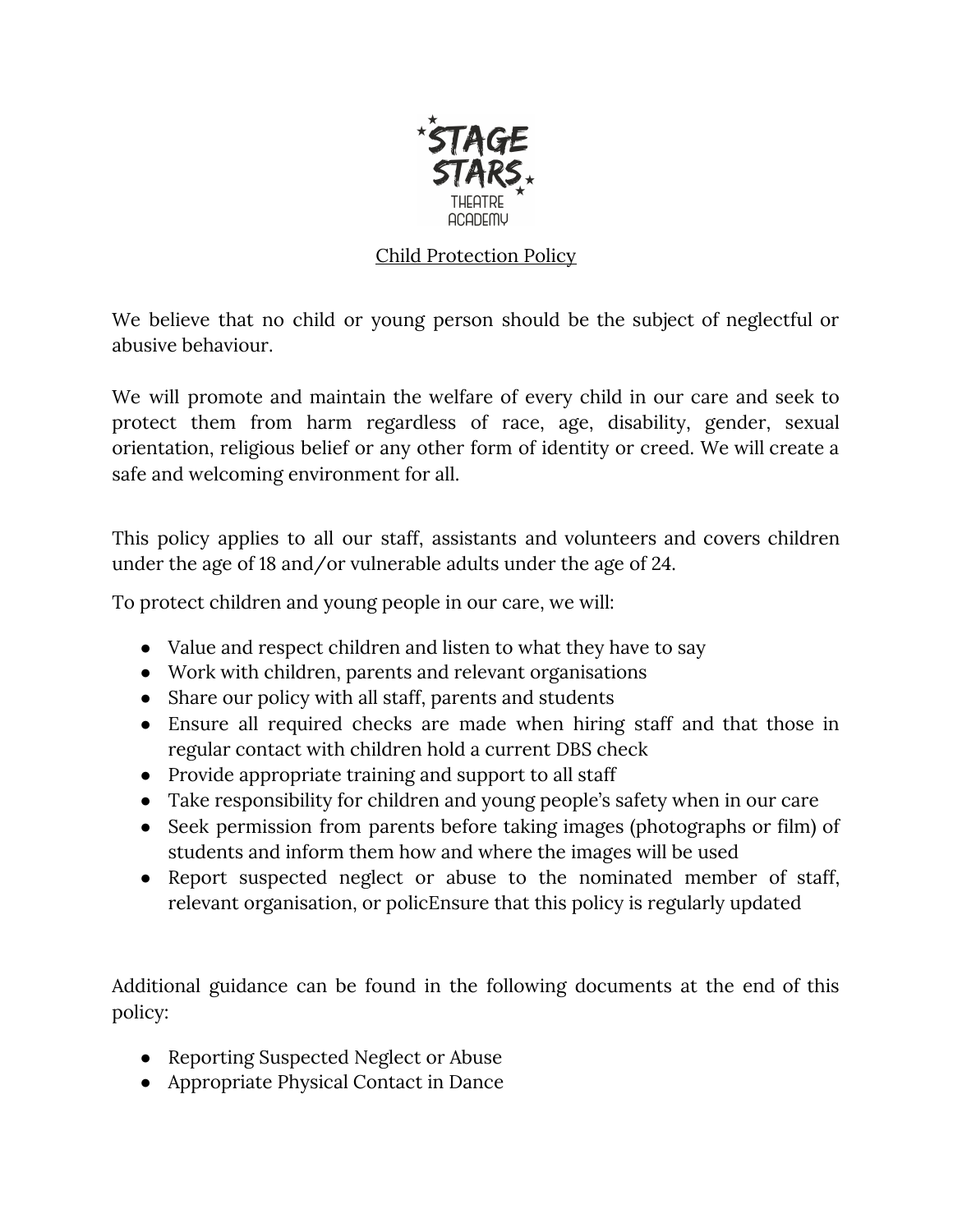# Child Protection Policy

We believe that no child or young person should be the subject of neglectful or abusive behaviour.

We will promote and maintain the welfare of every child in our care and seek to protect them from harm regardless of race, age, disability, gender, sexual orientation, religious belief or any other form of identity or creed. We will create a safe and welcoming environment for all.

This policy applies to all our staff, assistants and volunteers and covers children under the age of 18 and/or vulnerable adults under the age of 24.

To protect children and young people in our care, we will:

- Value and respect children and listen to what they have to say
- Work with children, parents and relevant organisations
- Share our policy with all staff, parents and students
- Ensure all required checks are made when hiring staff and that those in regular contact with children hold a current DBS check
- Provide appropriate training and support to all staff
- Take responsibility for children and young people's safety when in our care
- Seek permission from parents before taking images (photographs or film) of students and inform them how and where the images will be used
- Report suspected neglect or abuse to the nominated member of staff, relevant organisation, or policEnsure that this policy is regularly updated

Additional guidance can be found in the following documents at the end of this policy:

- Reporting Suspected Neglect or Abuse
- Appropriate Physical Contact in Dance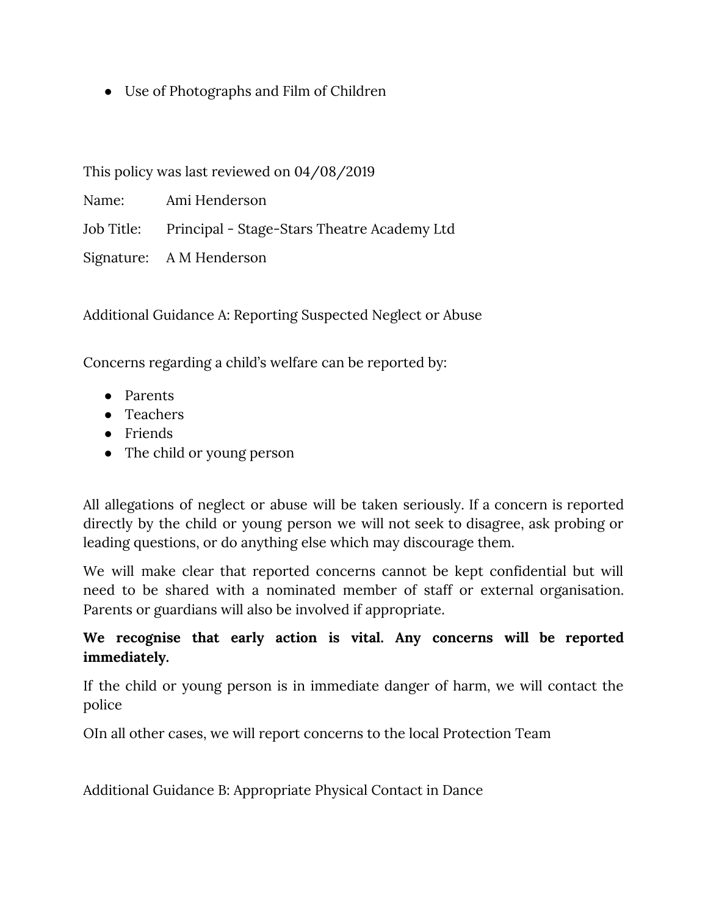- Use of Photographs and Film of Children

This policy was last reviewed on 04/08/2019

Name: Ami Henderson

Job Title: Principal - Stage-Stars Theatre Academy Ltd

Signature: A M Henderson

Additional Guidance A: Reporting Suspected Neglect or Abuse

Concerns regarding a child's welfare can be reported by:

- Parents
- Teachers
- Friends
- The child or young person

All allegations of neglect or abuse will be taken seriously. If a concern is reported directly by the child or young person we will not seek to disagree, ask probing or leading questions, or do anything else which may discourage them.

We will make clear that reported concerns cannot be kept confidential but will need to be shared with a nominated member of staff or external organisation. Parents or guardians will also be involved if appropriate.

**We recognise that early action is vital. Any concerns will be reported immediately.**

If the child or young person is in immediate danger of harm, we will contact the police

OIn all other cases, we will report concerns to the local Protection Team

Additional Guidance B: Appropriate Physical Contact in Dance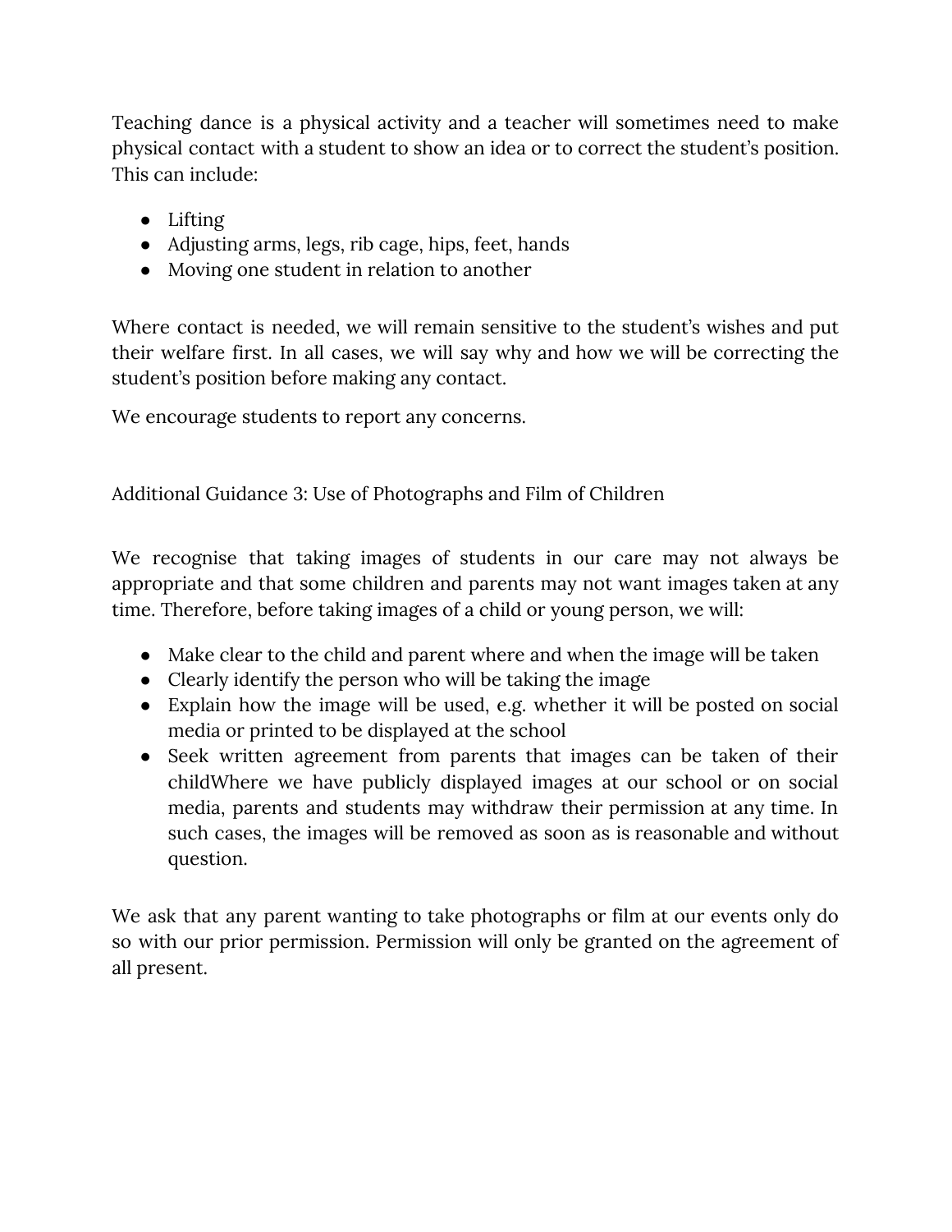Teaching dance is a physical activity and a teacher will sometimes need to make physical contact with a student to show an idea or to correct the student's position. This can include:

- Lifting
- Adjusting arms, legs, rib cage, hips, feet, hands
- Moving one student in relation to another

Where contact is needed, we will remain sensitive to the student's wishes and put their welfare first. In all cases, we will say why and how we will be correcting the student's position before making any contact.

We encourage students to report any concerns.

## Additional Guidance 3: Use of Photographs and Film of Children

We recognise that taking images of students in our care may not always be appropriate and that some children and parents may not want images taken at any time. Therefore, before taking images of a child or young person, we will:

- Make clear to the child and parent where and when the image will be taken
- Clearly identify the person who will be taking the image
- Explain how the image will be used, e.g. whether it will be posted on social media or printed to be displayed at the school
- Seek written agreement from parents that images can be taken of their childWhere we have publicly displayed images at our school or on social media, parents and students may withdraw their permission at any time. In such cases, the images will be removed as soon as is reasonable and without question.

We ask that any parent wanting to take photographs or film at our events only do so with our prior permission. Permission will only be granted on the agreement of all present.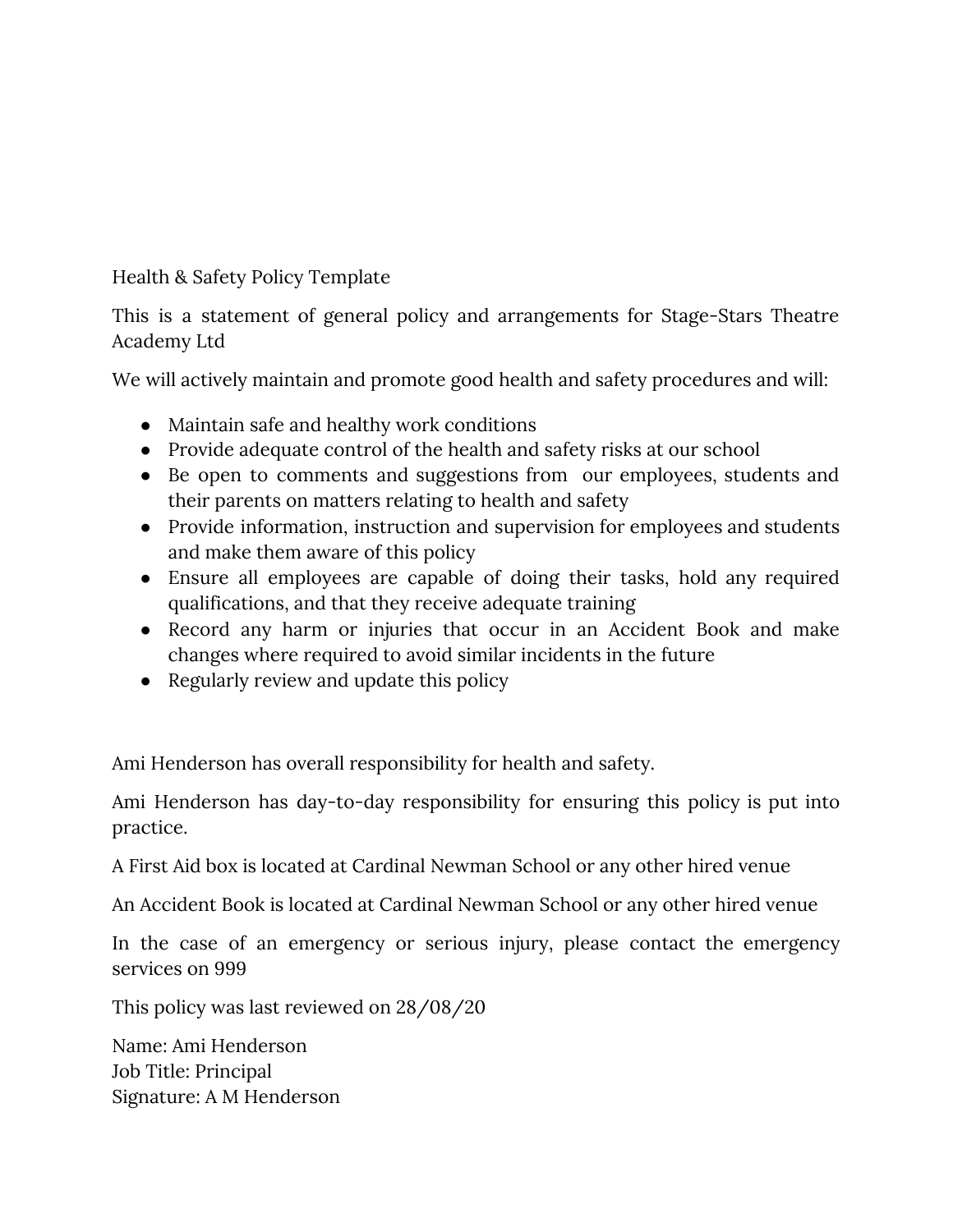Health & Safety Policy Template

This is a statement of general policy and arrangements for Stage-Stars Theatre Academy Ltd

We will actively maintain and promote good health and safety procedures and will:

- Maintain safe and healthy work conditions
- Provide adequate control of the health and safety risks at our school
- Be open to comments and suggestions from our employees, students and their parents on matters relating to health and safety
- Provide information, instruction and supervision for employees and students and make them aware of this policy
- Ensure all employees are capable of doing their tasks, hold any required qualifications, and that they receive adequate training
- Record any harm or injuries that occur in an Accident Book and make changes where required to avoid similar incidents in the future
- Regularly review and update this policy

Ami Henderson has overall responsibility for health and safety.

Ami Henderson has day-to-day responsibility for ensuring this policy is put into practice.

A First Aid box is located at Cardinal Newman School or any other hired venue

An Accident Book is located at Cardinal Newman School or any other hired venue

In the case of an emergency or serious injury, please contact the emergency services on 999

This policy was last reviewed on 28/08/20

Name: Ami Henderson
Job Title: Principal
Signature: A M Henderson